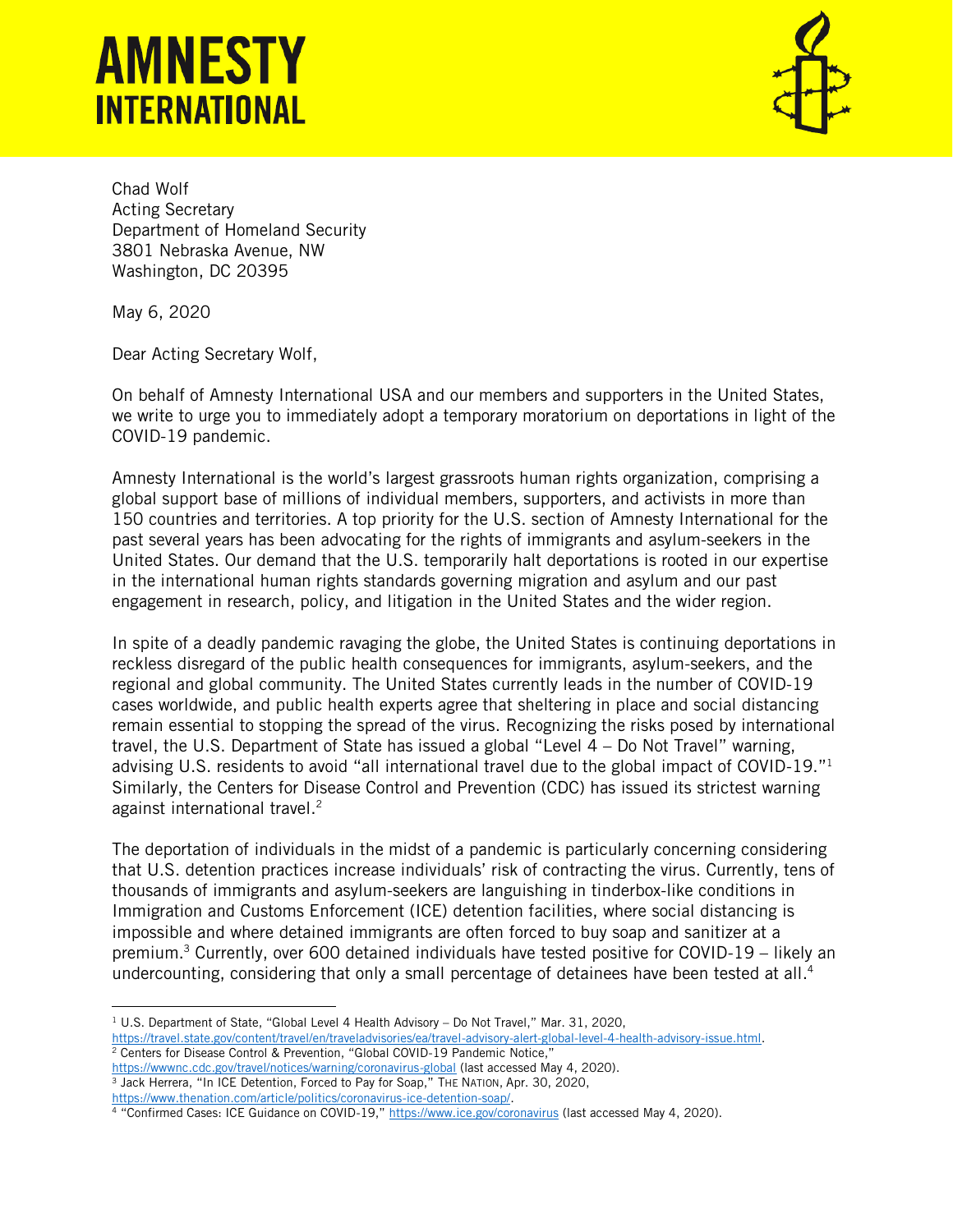# AMNESTY INTERNATIONAL

Chad Wolf
Acting Secretary
Department of Homeland Security
3801 Nebraska Avenue, NW
Washington, DC 20395

May 6, 2020

Dear Acting Secretary Wolf,

On behalf of Amnesty International USA and our members and supporters in the United States, we write to urge you to immediately adopt a temporary moratorium on deportations in light of the COVID-19 pandemic.

Amnesty International is the world's largest grassroots human rights organization, comprising a global support base of millions of individual members, supporters, and activists in more than 150 countries and territories. A top priority for the U.S. section of Amnesty International for the past several years has been advocating for the rights of immigrants and asylum-seekers in the United States. Our demand that the U.S. temporarily halt deportations is rooted in our expertise in the international human rights standards governing migration and asylum and our past engagement in research, policy, and litigation in the United States and the wider region.

In spite of a deadly pandemic ravaging the globe, the United States is continuing deportations in reckless disregard of the public health consequences for immigrants, asylum-seekers, and the regional and global community. The United States currently leads in the number of COVID-19 cases worldwide, and public health experts agree that sheltering in place and social distancing remain essential to stopping the spread of the virus. Recognizing the risks posed by international travel, the U.S. Department of State has issued a global "Level 4 – Do Not Travel" warning, advising U.S. residents to avoid "all international travel due to the global impact of COVID-19."[1] Similarly, the Centers for Disease Control and Prevention (CDC) has issued its strictest warning against international travel.[2]

The deportation of individuals in the midst of a pandemic is particularly concerning considering that U.S. detention practices increase individuals' risk of contracting the virus. Currently, tens of thousands of immigrants and asylum-seekers are languishing in tinderbox-like conditions in Immigration and Customs Enforcement (ICE) detention facilities, where social distancing is impossible and where detained immigrants are often forced to buy soap and sanitizer at a premium.[3] Currently, over 600 detained individuals have tested positive for COVID-19 – likely an undercounting, considering that only a small percentage of detainees have been tested at all.[4]

---

[1] U.S. Department of State, "Global Level 4 Health Advisory – Do Not Travel," Mar. 31, 2020, https://travel.state.gov/content/travel/en/traveladvisories/ea/travel-advisory-alert-global-level-4-health-advisory-issue.html.

[2] Centers for Disease Control & Prevention, "Global COVID-19 Pandemic Notice," https://wwwnc.cdc.gov/travel/notices/warning/coronavirus-global (last accessed May 4, 2020).

[3] Jack Herrera, "In ICE Detention, Forced to Pay for Soap," THE NATION, Apr. 30, 2020, https://www.thenation.com/article/politics/coronavirus-ice-detention-soap/.

[4] "Confirmed Cases: ICE Guidance on COVID-19," https://www.ice.gov/coronavirus (last accessed May 4, 2020).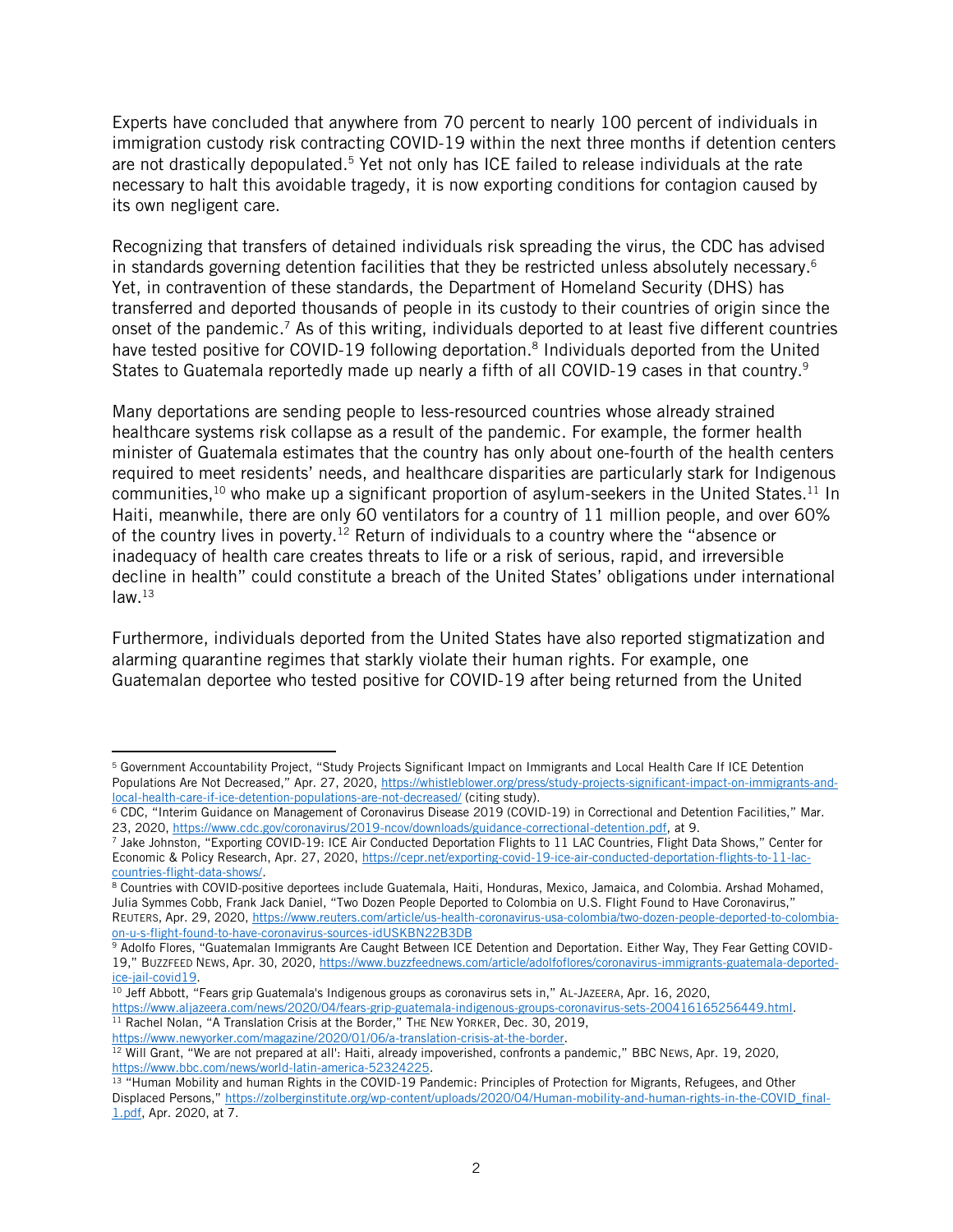Experts have concluded that anywhere from 70 percent to nearly 100 percent of individuals in immigration custody risk contracting COVID-19 within the next three months if detention centers are not drastically depopulated.[5] Yet not only has ICE failed to release individuals at the rate necessary to halt this avoidable tragedy, it is now exporting conditions for contagion caused by its own negligent care.

Recognizing that transfers of detained individuals risk spreading the virus, the CDC has advised in standards governing detention facilities that they be restricted unless absolutely necessary.[6] Yet, in contravention of these standards, the Department of Homeland Security (DHS) has transferred and deported thousands of people in its custody to their countries of origin since the onset of the pandemic.[7] As of this writing, individuals deported to at least five different countries have tested positive for COVID-19 following deportation.[8] Individuals deported from the United States to Guatemala reportedly made up nearly a fifth of all COVID-19 cases in that country.[9]

Many deportations are sending people to less-resourced countries whose already strained healthcare systems risk collapse as a result of the pandemic. For example, the former health minister of Guatemala estimates that the country has only about one-fourth of the health centers required to meet residents' needs, and healthcare disparities are particularly stark for Indigenous communities,[10] who make up a significant proportion of asylum-seekers in the United States.[11] In Haiti, meanwhile, there are only 60 ventilators for a country of 11 million people, and over 60% of the country lives in poverty.[12] Return of individuals to a country where the "absence or inadequacy of health care creates threats to life or a risk of serious, rapid, and irreversible decline in health" could constitute a breach of the United States' obligations under international law.[13]

Furthermore, individuals deported from the United States have also reported stigmatization and alarming quarantine regimes that starkly violate their human rights. For example, one Guatemalan deportee who tested positive for COVID-19 after being returned from the United

---

[5] Government Accountability Project, "Study Projects Significant Impact on Immigrants and Local Health Care If ICE Detention Populations Are Not Decreased," Apr. 27, 2020, https://whistleblower.org/press/study-projects-significant-impact-on-immigrants-and-local-health-care-if-ice-detention-populations-are-not-decreased/ (citing study).

[6] CDC, "Interim Guidance on Management of Coronavirus Disease 2019 (COVID-19) in Correctional and Detention Facilities," Mar. 23, 2020, https://www.cdc.gov/coronavirus/2019-ncov/downloads/guidance-correctional-detention.pdf, at 9.

[7] Jake Johnston, "Exporting COVID-19: ICE Air Conducted Deportation Flights to 11 LAC Countries, Flight Data Shows," Center for Economic & Policy Research, Apr. 27, 2020, https://cepr.net/exporting-covid-19-ice-air-conducted-deportation-flights-to-11-lac-countries-flight-data-shows/.

[8] Countries with COVID-positive deportees include Guatemala, Haiti, Honduras, Mexico, Jamaica, and Colombia. Arshad Mohamed, Julia Symmes Cobb, Frank Jack Daniel, "Two Dozen People Deported to Colombia on U.S. Flight Found to Have Coronavirus," REUTERS, Apr. 29, 2020, https://www.reuters.com/article/us-health-coronavirus-usa-colombia/two-dozen-people-deported-to-colombia-on-u-s-flight-found-to-have-coronavirus-sources-idUSKBN22B3DB

[9] Adolfo Flores, "Guatemalan Immigrants Are Caught Between ICE Detention and Deportation. Either Way, They Fear Getting COVID-19," BUZZFEED NEWS, Apr. 30, 2020, https://www.buzzfeednews.com/article/adolfoflores/coronavirus-immigrants-guatemala-deported-ice-jail-covid19.

[10] Jeff Abbott, "Fears grip Guatemala's Indigenous groups as coronavirus sets in," AL-JAZEERA, Apr. 16, 2020, https://www.aljazeera.com/news/2020/04/fears-grip-guatemala-indigenous-groups-coronavirus-sets-200416165256449.html.

[11] Rachel Nolan, "A Translation Crisis at the Border," THE NEW YORKER, Dec. 30, 2019, https://www.newyorker.com/magazine/2020/01/06/a-translation-crisis-at-the-border.

[12] Will Grant, "We are not prepared at all': Haiti, already impoverished, confronts a pandemic," BBC NEWS, Apr. 19, 2020, https://www.bbc.com/news/world-latin-america-52324225.

[13] "Human Mobility and human Rights in the COVID-19 Pandemic: Principles of Protection for Migrants, Refugees, and Other Displaced Persons," https://zolberginstitute.org/wp-content/uploads/2020/04/Human-mobility-and-human-rights-in-the-COVID_final-1.pdf, Apr. 2020, at 7.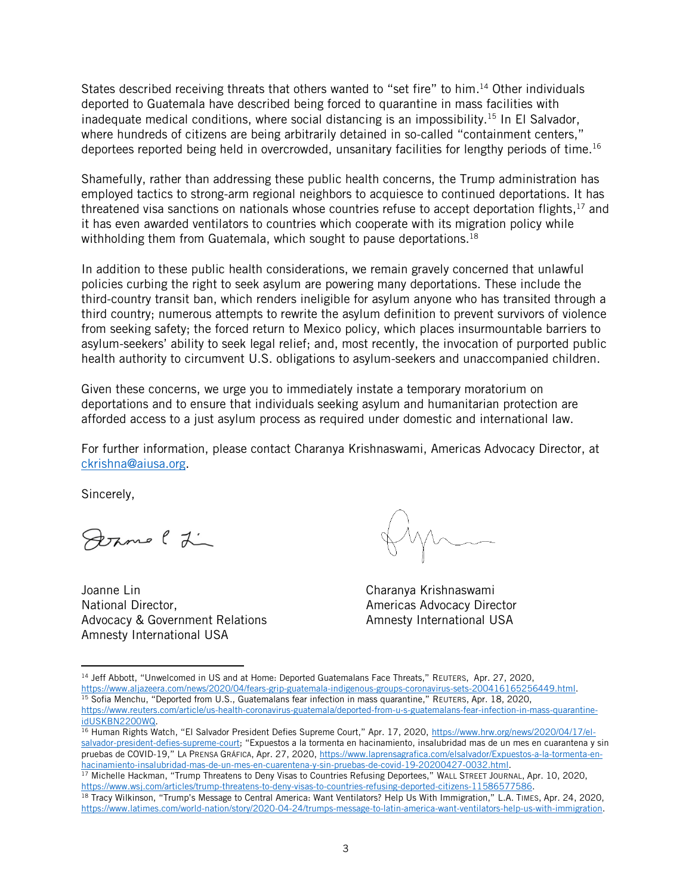States described receiving threats that others wanted to "set fire" to him.[14] Other individuals deported to Guatemala have described being forced to quarantine in mass facilities with inadequate medical conditions, where social distancing is an impossibility.[15] In El Salvador, where hundreds of citizens are being arbitrarily detained in so-called "containment centers," deportees reported being held in overcrowded, unsanitary facilities for lengthy periods of time.[16]

Shamefully, rather than addressing these public health concerns, the Trump administration has employed tactics to strong-arm regional neighbors to acquiesce to continued deportations. It has threatened visa sanctions on nationals whose countries refuse to accept deportation flights,[17] and it has even awarded ventilators to countries which cooperate with its migration policy while withholding them from Guatemala, which sought to pause deportations.[18]

In addition to these public health considerations, we remain gravely concerned that unlawful policies curbing the right to seek asylum are powering many deportations. These include the third-country transit ban, which renders ineligible for asylum anyone who has transited through a third country; numerous attempts to rewrite the asylum definition to prevent survivors of violence from seeking safety; the forced return to Mexico policy, which places insurmountable barriers to asylum-seekers' ability to seek legal relief; and, most recently, the invocation of purported public health authority to circumvent U.S. obligations to asylum-seekers and unaccompanied children.

Given these concerns, we urge you to immediately instate a temporary moratorium on deportations and to ensure that individuals seeking asylum and humanitarian protection are afforded access to a just asylum process as required under domestic and international law.

For further information, please contact Charanya Krishnaswami, Americas Advocacy Director, at ckrishna@aiusa.org.

Sincerely,

Joanne Lin
National Director,
Advocacy & Government Relations
Amnesty International USA

Charanya Krishnaswami
Americas Advocacy Director
Amnesty International USA

---

[14] Jeff Abbott, "Unwelcomed in US and at Home: Deported Guatemalans Face Threats," REUTERS, Apr. 27, 2020, https://www.aljazeera.com/news/2020/04/fears-grip-guatemala-indigenous-groups-coronavirus-sets-200416165256449.html.

[15] Sofia Menchu, "Deported from U.S., Guatemalans fear infection in mass quarantine," REUTERS, Apr. 18, 2020, https://www.reuters.com/article/us-health-coronavirus-guatemala/deported-from-u-s-guatemalans-fear-infection-in-mass-quarantine-idUSKBN2200WQ.

[16] Human Rights Watch, "El Salvador President Defies Supreme Court," Apr. 17, 2020, https://www.hrw.org/news/2020/04/17/el-salvador-president-defies-supreme-court; "Expuestos a la tormenta en hacinamiento, insalubridad mas de un mes en cuarantena y sin pruebas de COVID-19," LA PRENSA GRÁFICA, Apr. 27, 2020, https://www.laprensagrafica.com/elsalvador/Expuestos-a-la-tormenta-en-hacinamiento-insalubridad-mas-de-un-mes-en-cuarentena-y-sin-pruebas-de-covid-19-20200427-0032.html.

[17] Michelle Hackman, "Trump Threatens to Deny Visas to Countries Refusing Deportees," WALL STREET JOURNAL, Apr. 10, 2020, https://www.wsj.com/articles/trump-threatens-to-deny-visas-to-countries-refusing-deported-citizens-11586577586.

[18] Tracy Wilkinson, "Trump's Message to Central America: Want Ventilators? Help Us With Immigration," L.A. TIMES, Apr. 24, 2020, https://www.latimes.com/world-nation/story/2020-04-24/trumps-message-to-latin-america-want-ventilators-help-us-with-immigration.